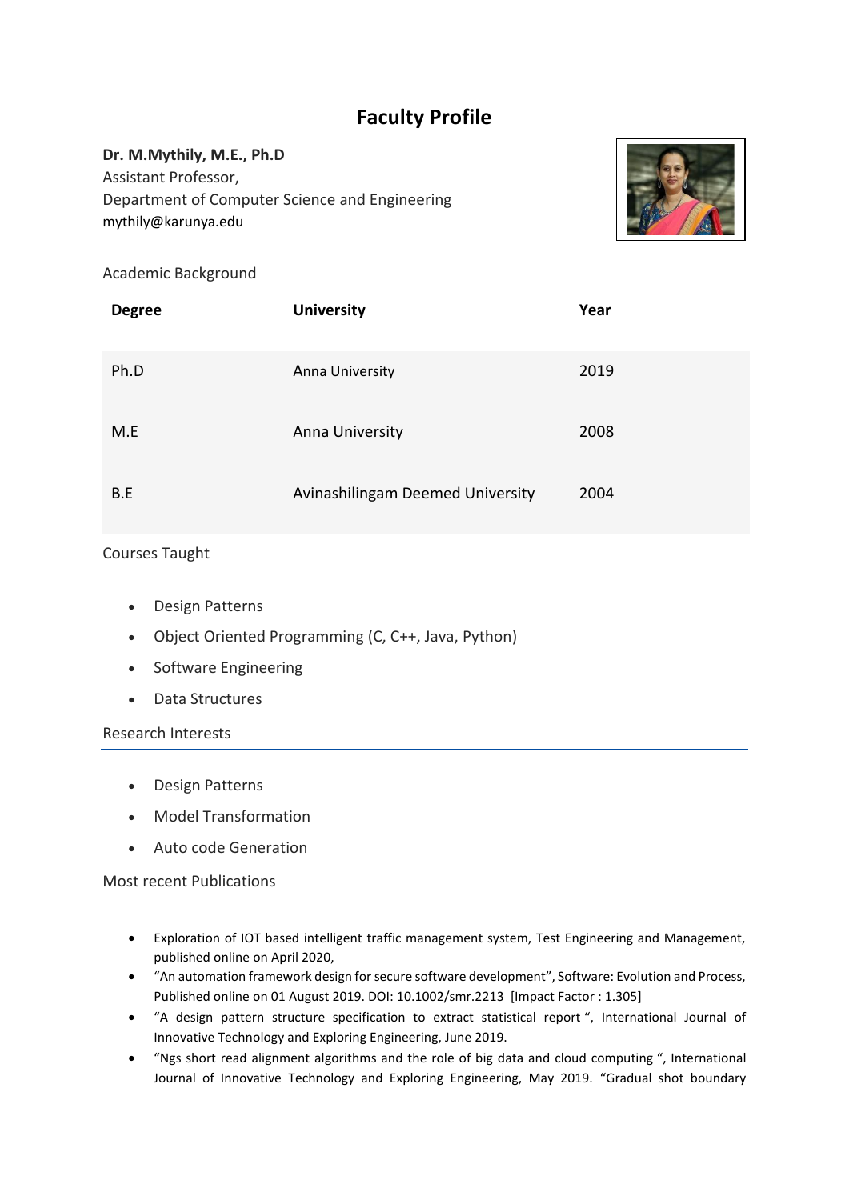# Faculty Profile

**Dr. M.Mythily, M.E., Ph.D**
Assistant Professor,
Department of Computer Science and Engineering
mythily@karunya.edu

## Academic Background

| Degree | University | Year |
| --- | --- | --- |
| Ph.D | Anna University | 2019 |
| M.E | Anna University | 2008 |
| B.E | Avinashilingam Deemed University | 2004 |

## Courses Taught

- Design Patterns
- Object Oriented Programming (C, C++, Java, Python)
- Software Engineering
- Data Structures

## Research Interests

- Design Patterns
- Model Transformation
- Auto code Generation

## Most recent Publications

- Exploration of IOT based intelligent traffic management system, Test Engineering and Management, published online on April 2020,
- "An automation framework design for secure software development", Software: Evolution and Process, Published online on 01 August 2019. DOI: 10.1002/smr.2213 [Impact Factor : 1.305]
- "A design pattern structure specification to extract statistical report ", International Journal of Innovative Technology and Exploring Engineering, June 2019.
- "Ngs short read alignment algorithms and the role of big data and cloud computing ", International Journal of Innovative Technology and Exploring Engineering, May 2019. "Gradual shot boundary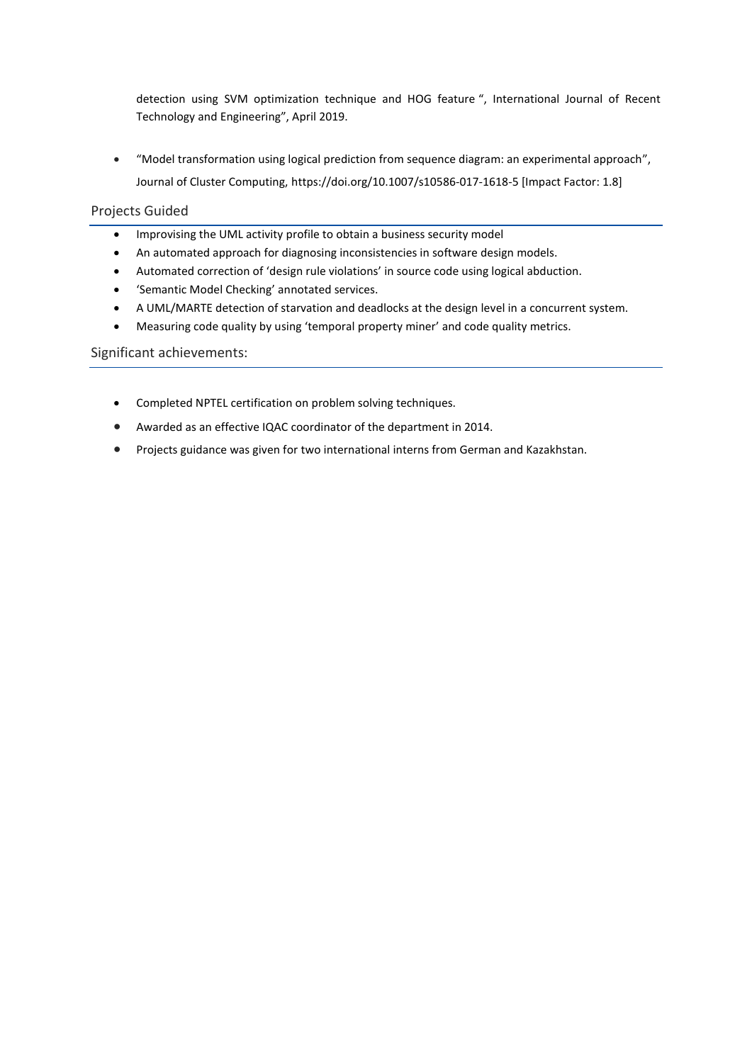detection using SVM optimization technique and HOG feature ", International Journal of Recent Technology and Engineering", April 2019.

- "Model transformation using logical prediction from sequence diagram: an experimental approach", Journal of Cluster Computing, https://doi.org/10.1007/s10586-017-1618-5 [Impact Factor: 1.8]

## Projects Guided

- Improvising the UML activity profile to obtain a business security model
- An automated approach for diagnosing inconsistencies in software design models.
- Automated correction of 'design rule violations' in source code using logical abduction.
- 'Semantic Model Checking' annotated services.
- A UML/MARTE detection of starvation and deadlocks at the design level in a concurrent system.
- Measuring code quality by using 'temporal property miner' and code quality metrics.

## Significant achievements:

- Completed NPTEL certification on problem solving techniques.
- Awarded as an effective IQAC coordinator of the department in 2014.
- Projects guidance was given for two international interns from German and Kazakhstan.